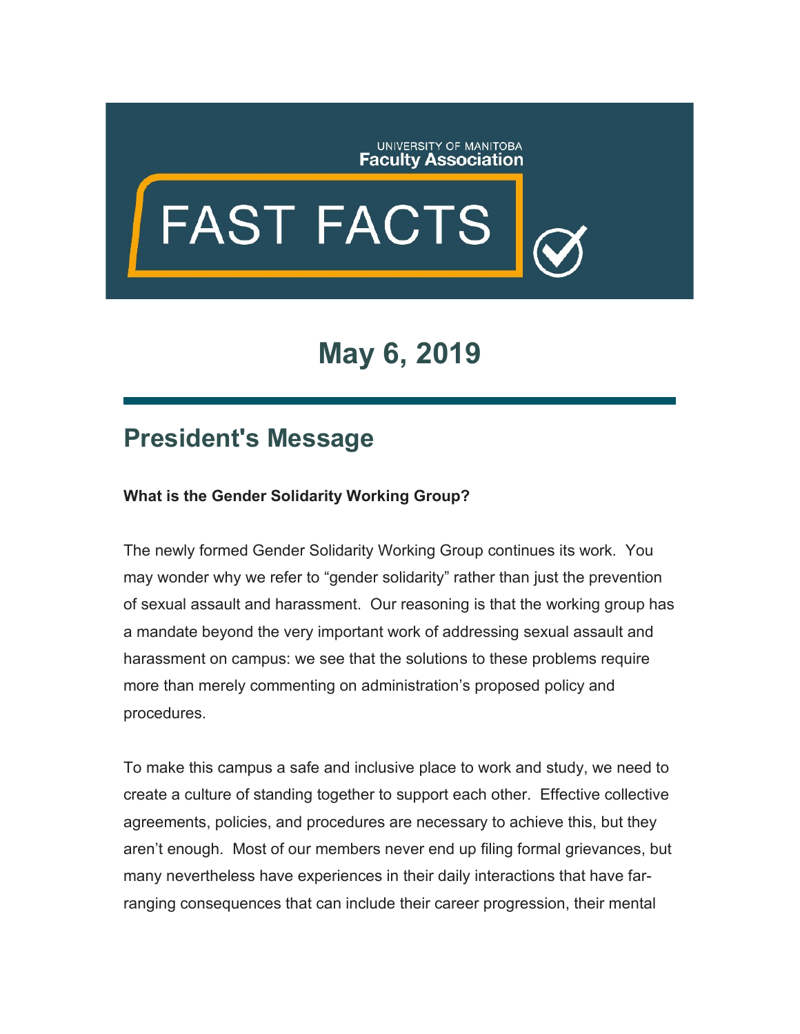UNIVERSITY OF MANITOBA
**Faculty Association**

# FAST FACTS

## May 6, 2019

---

## President's Message

**What is the Gender Solidarity Working Group?**

The newly formed Gender Solidarity Working Group continues its work. You may wonder why we refer to "gender solidarity" rather than just the prevention of sexual assault and harassment. Our reasoning is that the working group has a mandate beyond the very important work of addressing sexual assault and harassment on campus: we see that the solutions to these problems require more than merely commenting on administration's proposed policy and procedures.

To make this campus a safe and inclusive place to work and study, we need to create a culture of standing together to support each other. Effective collective agreements, policies, and procedures are necessary to achieve this, but they aren't enough. Most of our members never end up filing formal grievances, but many nevertheless have experiences in their daily interactions that have far-ranging consequences that can include their career progression, their mental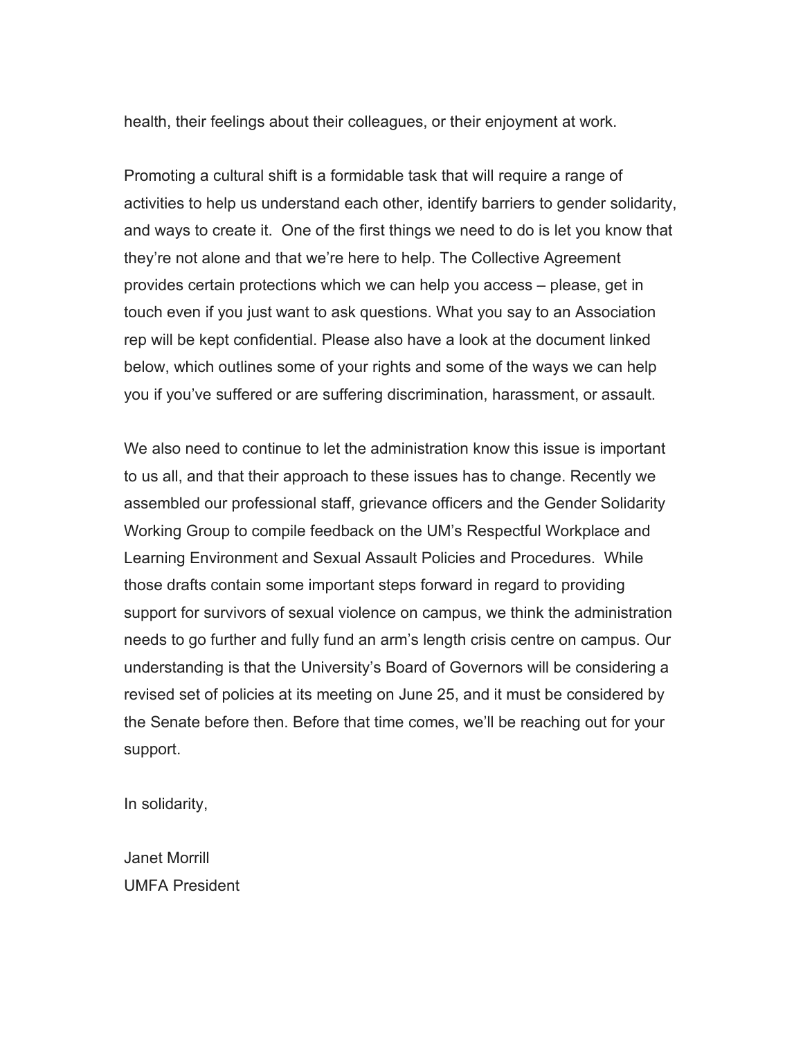health, their feelings about their colleagues, or their enjoyment at work.

Promoting a cultural shift is a formidable task that will require a range of activities to help us understand each other, identify barriers to gender solidarity, and ways to create it. One of the first things we need to do is let you know that they're not alone and that we're here to help. The Collective Agreement provides certain protections which we can help you access – please, get in touch even if you just want to ask questions. What you say to an Association rep will be kept confidential. Please also have a look at the document linked below, which outlines some of your rights and some of the ways we can help you if you've suffered or are suffering discrimination, harassment, or assault.

We also need to continue to let the administration know this issue is important to us all, and that their approach to these issues has to change. Recently we assembled our professional staff, grievance officers and the Gender Solidarity Working Group to compile feedback on the UM's Respectful Workplace and Learning Environment and Sexual Assault Policies and Procedures. While those drafts contain some important steps forward in regard to providing support for survivors of sexual violence on campus, we think the administration needs to go further and fully fund an arm's length crisis centre on campus. Our understanding is that the University's Board of Governors will be considering a revised set of policies at its meeting on June 25, and it must be considered by the Senate before then. Before that time comes, we'll be reaching out for your support.

In solidarity,

Janet Morrill
UMFA President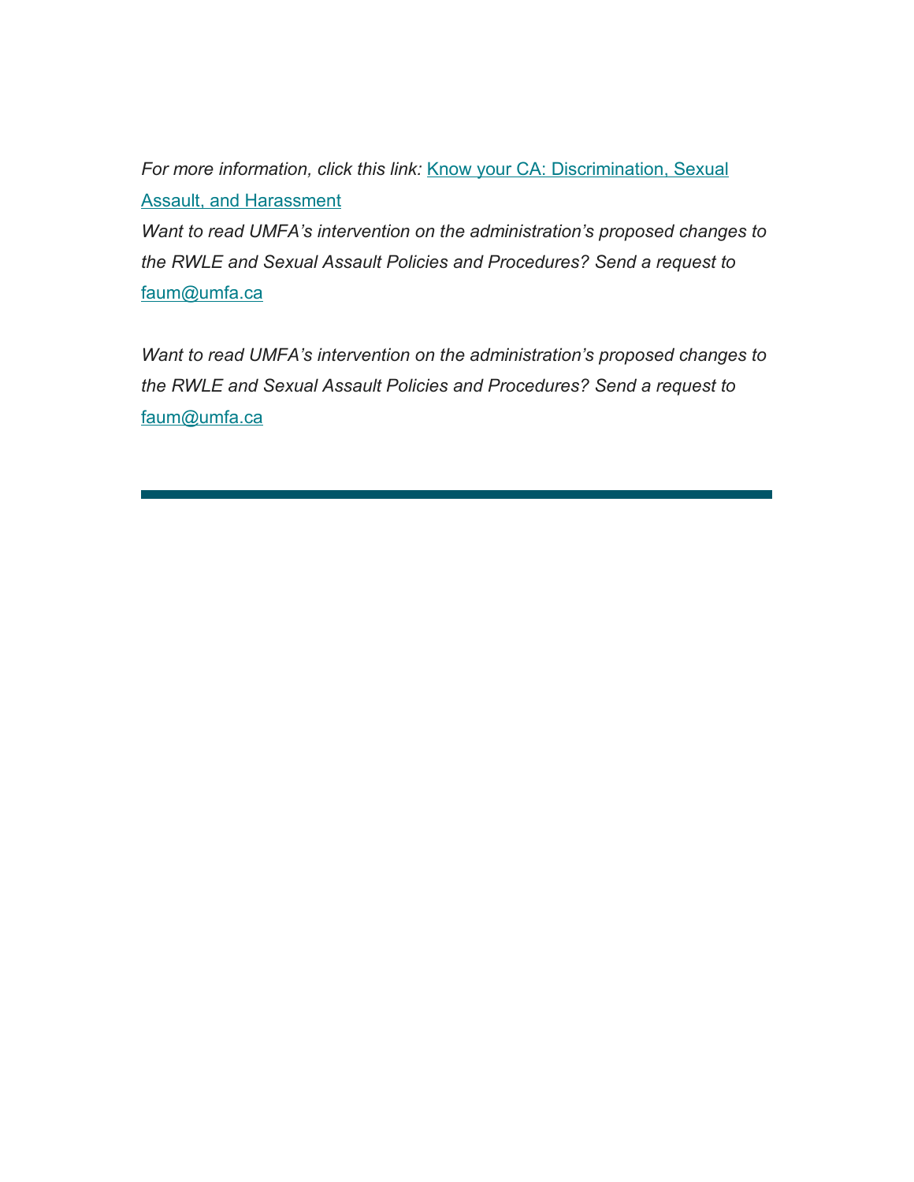*For more information, click this link:* Know your CA: Discrimination, Sexual Assault, and Harassment

*Want to read UMFA's intervention on the administration's proposed changes to the RWLE and Sexual Assault Policies and Procedures? Send a request to* faum@umfa.ca

*Want to read UMFA's intervention on the administration's proposed changes to the RWLE and Sexual Assault Policies and Procedures? Send a request to* faum@umfa.ca

---